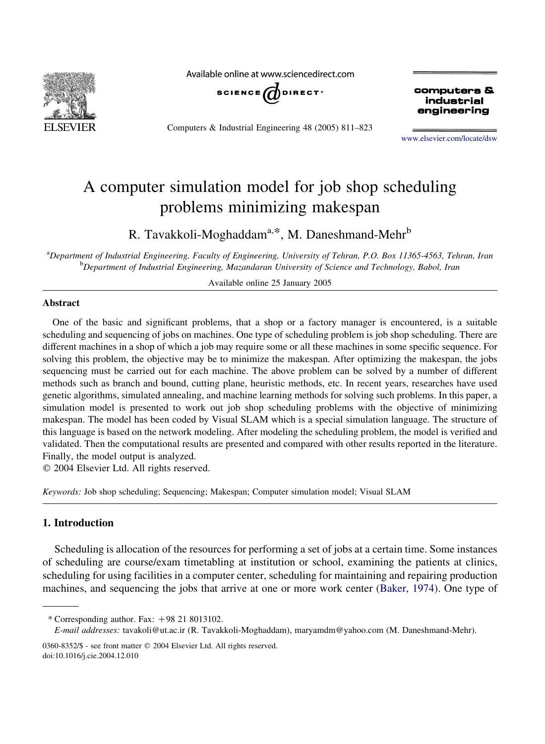# A computer simulation model for job shop scheduling problems minimizing makespan

R. Tavakkoli-Moghaddam[a,*], M. Daneshmand-Mehr[b]

[a]*Department of Industrial Engineering, Faculty of Engineering, University of Tehran, P.O. Box 11365-4563, Tehran, Iran*
[b]*Department of Industrial Engineering, Mazandaran University of Science and Technology, Babol, Iran*

Available online 25 January 2005

## Abstract

One of the basic and significant problems, that a shop or a factory manager is encountered, is a suitable scheduling and sequencing of jobs on machines. One type of scheduling problem is job shop scheduling. There are different machines in a shop of which a job may require some or all these machines in some specific sequence. For solving this problem, the objective may be to minimize the makespan. After optimizing the makespan, the jobs sequencing must be carried out for each machine. The above problem can be solved by a number of different methods such as branch and bound, cutting plane, heuristic methods, etc. In recent years, researches have used genetic algorithms, simulated annealing, and machine learning methods for solving such problems. In this paper, a simulation model is presented to work out job shop scheduling problems with the objective of minimizing makespan. The model has been coded by Visual SLAM which is a special simulation language. The structure of this language is based on the network modeling. After modeling the scheduling problem, the model is verified and validated. Then the computational results are presented and compared with other results reported in the literature. Finally, the model output is analyzed.

© 2004 Elsevier Ltd. All rights reserved.

*Keywords:* Job shop scheduling; Sequencing; Makespan; Computer simulation model; Visual SLAM

## 1. Introduction

Scheduling is allocation of the resources for performing a set of jobs at a certain time. Some instances of scheduling are course/exam timetabling at institution or school, examining the patients at clinics, scheduling for using facilities in a computer center, scheduling for maintaining and repairing production machines, and sequencing the jobs that arrive at one or more work center (Baker, 1974). One type of

---

\* Corresponding author. Fax: +98 21 8013102.
*E-mail addresses:* tavakoli@ut.ac.ir (R. Tavakkoli-Moghaddam), maryamdm@yahoo.com (M. Daneshmand-Mehr).

0360-8352/$ - see front matter © 2004 Elsevier Ltd. All rights reserved.
doi:10.1016/j.cie.2004.12.010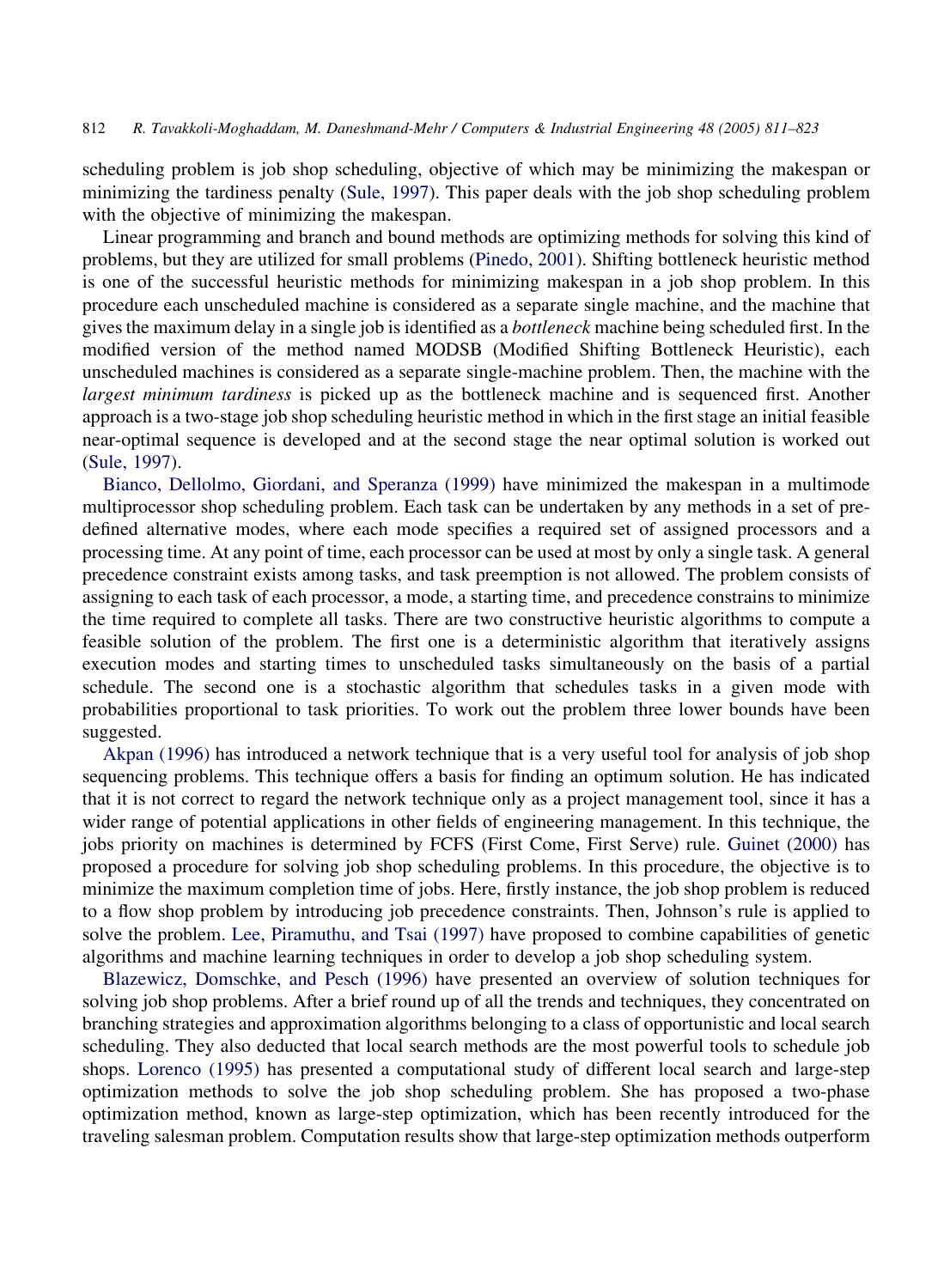scheduling problem is job shop scheduling, objective of which may be minimizing the makespan or minimizing the tardiness penalty (Sule, 1997). This paper deals with the job shop scheduling problem with the objective of minimizing the makespan.

Linear programming and branch and bound methods are optimizing methods for solving this kind of problems, but they are utilized for small problems (Pinedo, 2001). Shifting bottleneck heuristic method is one of the successful heuristic methods for minimizing makespan in a job shop problem. In this procedure each unscheduled machine is considered as a separate single machine, and the machine that gives the maximum delay in a single job is identified as a *bottleneck* machine being scheduled first. In the modified version of the method named MODSB (Modified Shifting Bottleneck Heuristic), each unscheduled machines is considered as a separate single-machine problem. Then, the machine with the *largest minimum tardiness* is picked up as the bottleneck machine and is sequenced first. Another approach is a two-stage job shop scheduling heuristic method in which in the first stage an initial feasible near-optimal sequence is developed and at the second stage the near optimal solution is worked out (Sule, 1997).

Bianco, Dellolmo, Giordani, and Speranza (1999) have minimized the makespan in a multimode multiprocessor shop scheduling problem. Each task can be undertaken by any methods in a set of pre-defined alternative modes, where each mode specifies a required set of assigned processors and a processing time. At any point of time, each processor can be used at most by only a single task. A general precedence constraint exists among tasks, and task preemption is not allowed. The problem consists of assigning to each task of each processor, a mode, a starting time, and precedence constrains to minimize the time required to complete all tasks. There are two constructive heuristic algorithms to compute a feasible solution of the problem. The first one is a deterministic algorithm that iteratively assigns execution modes and starting times to unscheduled tasks simultaneously on the basis of a partial schedule. The second one is a stochastic algorithm that schedules tasks in a given mode with probabilities proportional to task priorities. To work out the problem three lower bounds have been suggested.

Akpan (1996) has introduced a network technique that is a very useful tool for analysis of job shop sequencing problems. This technique offers a basis for finding an optimum solution. He has indicated that it is not correct to regard the network technique only as a project management tool, since it has a wider range of potential applications in other fields of engineering management. In this technique, the jobs priority on machines is determined by FCFS (First Come, First Serve) rule. Guinet (2000) has proposed a procedure for solving job shop scheduling problems. In this procedure, the objective is to minimize the maximum completion time of jobs. Here, firstly instance, the job shop problem is reduced to a flow shop problem by introducing job precedence constraints. Then, Johnson's rule is applied to solve the problem. Lee, Piramuthu, and Tsai (1997) have proposed to combine capabilities of genetic algorithms and machine learning techniques in order to develop a job shop scheduling system.

Blazewicz, Domschke, and Pesch (1996) have presented an overview of solution techniques for solving job shop problems. After a brief round up of all the trends and techniques, they concentrated on branching strategies and approximation algorithms belonging to a class of opportunistic and local search scheduling. They also deducted that local search methods are the most powerful tools to schedule job shops. Lorenco (1995) has presented a computational study of different local search and large-step optimization methods to solve the job shop scheduling problem. She has proposed a two-phase optimization method, known as large-step optimization, which has been recently introduced for the traveling salesman problem. Computation results show that large-step optimization methods outperform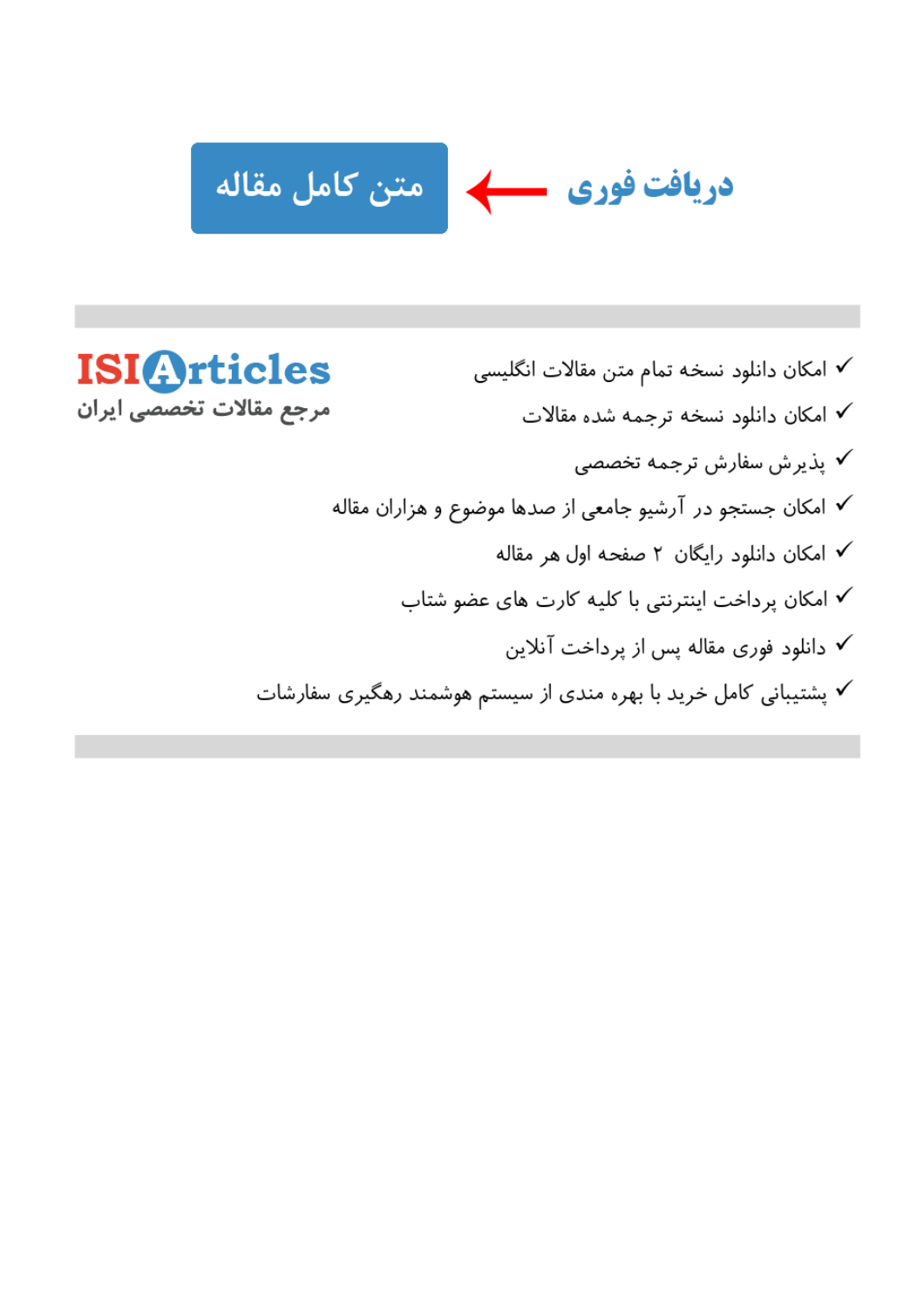دریافت فوری ← **متن کامل مقاله**

**ISIArticles**
مرجع مقالات تخصصی ایران

- ✓ امکان دانلود نسخه تمام متن مقالات انگلیسی
- ✓ امکان دانلود نسخه ترجمه شده مقالات
- ✓ پذیرش سفارش ترجمه تخصصی
- ✓ امکان جستجو در آرشیو جامعی از صدها موضوع و هزاران مقاله
- ✓ امکان دانلود رایگان ۲ صفحه اول هر مقاله
- ✓ امکان پرداخت اینترنتی با کلیه کارت های عضو شتاب
- ✓ دانلود فوری مقاله پس از پرداخت آنلاین
- ✓ پشتیبانی کامل خرید با بهره مندی از سیستم هوشمند رهگیری سفارشات